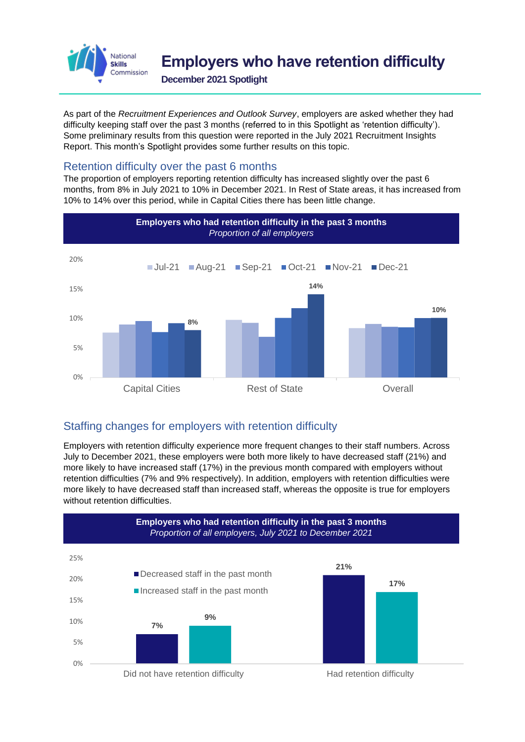# Employers who have retention difficulty

**December 2021 Spotlight**

As part of the *Recruitment Experiences and Outlook Survey*, employers are asked whether they had difficulty keeping staff over the past 3 months (referred to in this Spotlight as 'retention difficulty'). Some preliminary results from this question were reported in the July 2021 Recruitment Insights Report. This month's Spotlight provides some further results on this topic.

## Retention difficulty over the past 6 months

The proportion of employers reporting retention difficulty has increased slightly over the past 6 months, from 8% in July 2021 to 10% in December 2021. In Rest of State areas, it has increased from 10% to 14% over this period, while in Capital Cities there has been little change.

**Employers who had retention difficulty in the past 3 months**
*Proportion of all employers*

| | Jul-21 | Aug-21 | Sep-21 | Oct-21 | Nov-21 | Dec-21 |
|---|---|---|---|---|---|---|
| Capital Cities | | | | | | 8% |
| Rest of State | | | | | | 14% |
| Overall | | | | | | 10% |

## Staffing changes for employers with retention difficulty

Employers with retention difficulty experience more frequent changes to their staff numbers. Across July to December 2021, these employers were both more likely to have decreased staff (21%) and more likely to have increased staff (17%) in the previous month compared with employers without retention difficulties (7% and 9% respectively). In addition, employers with retention difficulties were more likely to have decreased staff than increased staff, whereas the opposite is true for employers without retention difficulties.

**Employers who had retention difficulty in the past 3 months**
*Proportion of all employers, July 2021 to December 2021*

| | Decreased staff in the past month | Increased staff in the past month |
|---|---|---|
| Did not have retention difficulty | 7% | 9% |
| Had retention difficulty | 21% | 17% |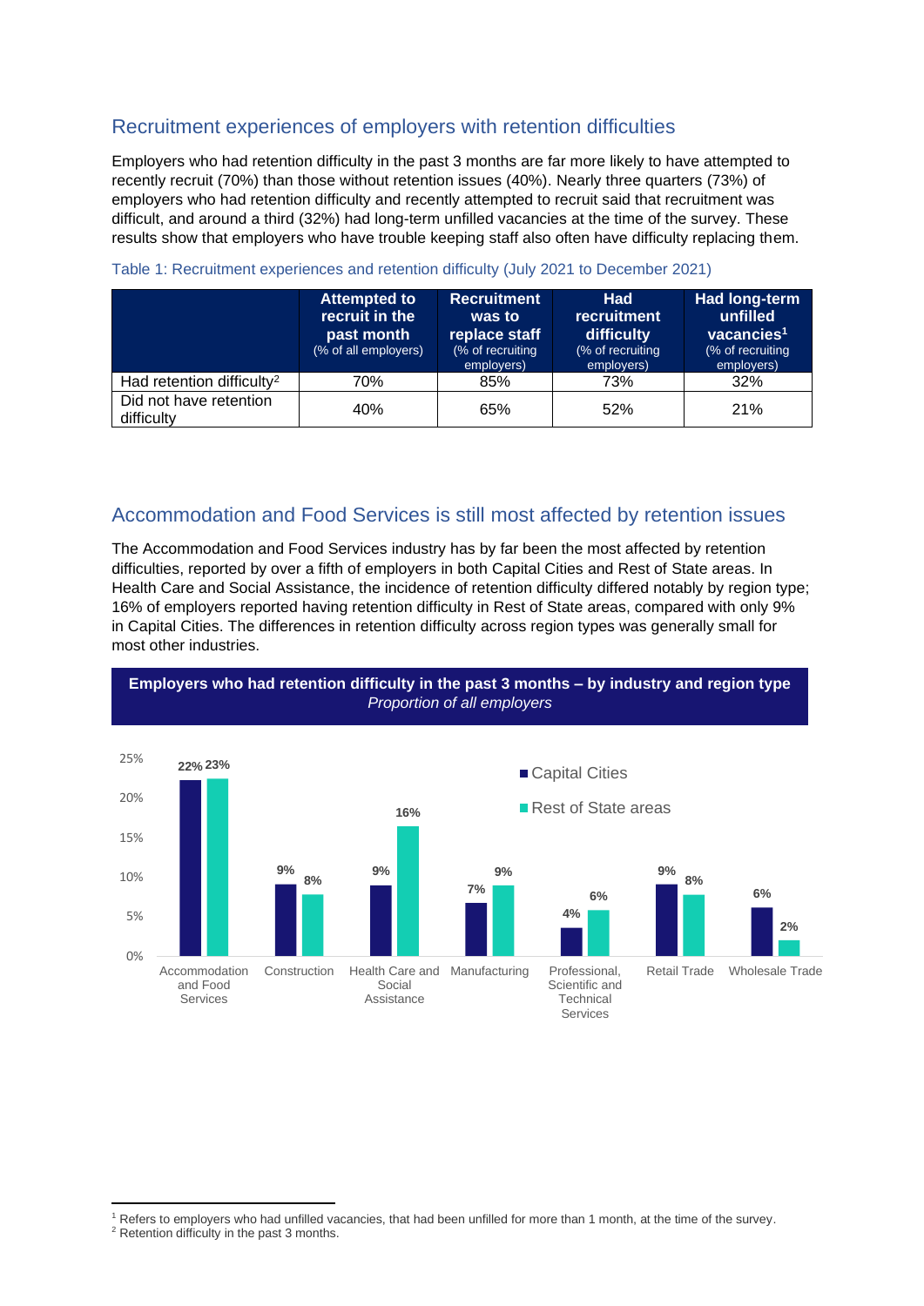## Recruitment experiences of employers with retention difficulties

Employers who had retention difficulty in the past 3 months are far more likely to have attempted to recently recruit (70%) than those without retention issues (40%). Nearly three quarters (73%) of employers who had retention difficulty and recently attempted to recruit said that recruitment was difficult, and around a third (32%) had long-term unfilled vacancies at the time of the survey. These results show that employers who have trouble keeping staff also often have difficulty replacing them.

Table 1: Recruitment experiences and retention difficulty (July 2021 to December 2021)

| | **Attempted to recruit in the past month** (% of all employers) | **Recruitment was to replace staff** (% of recruiting employers) | **Had recruitment difficulty** (% of recruiting employers) | **Had long-term unfilled vacancies**[1] (% of recruiting employers) |
|---|---|---|---|---|
| Had retention difficulty[2] | 70% | 85% | 73% | 32% |
| Did not have retention difficulty | 40% | 65% | 52% | 21% |

## Accommodation and Food Services is still most affected by retention issues

The Accommodation and Food Services industry has by far been the most affected by retention difficulties, reported by over a fifth of employers in both Capital Cities and Rest of State areas. In Health Care and Social Assistance, the incidence of retention difficulty differed notably by region type; 16% of employers reported having retention difficulty in Rest of State areas, compared with only 9% in Capital Cities. The differences in retention difficulty across region types was generally small for most other industries.

**Employers who had retention difficulty in the past 3 months – by industry and region type**
*Proportion of all employers*

| Industry | Capital Cities | Rest of State areas |
|---|---|---|
| Accommodation and Food Services | 22% | 23% |
| Construction | 9% | 8% |
| Health Care and Social Assistance | 9% | 16% |
| Manufacturing | 7% | 9% |
| Professional, Scientific and Technical Services | 4% | 6% |
| Retail Trade | 9% | 8% |
| Wholesale Trade | 6% | 2% |

[1] Refers to employers who had unfilled vacancies, that had been unfilled for more than 1 month, at the time of the survey.
[2] Retention difficulty in the past 3 months.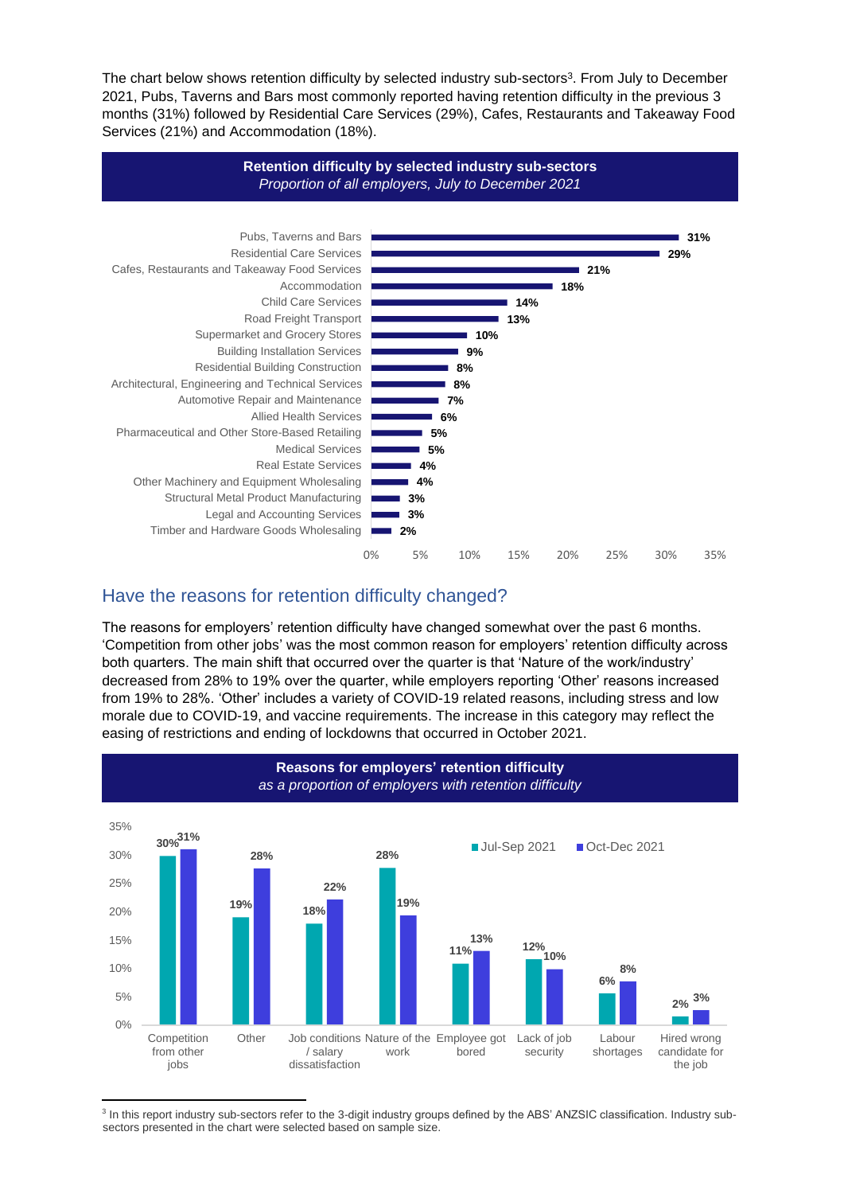The chart below shows retention difficulty by selected industry sub-sectors[3]. From July to December 2021, Pubs, Taverns and Bars most commonly reported having retention difficulty in the previous 3 months (31%) followed by Residential Care Services (29%), Cafes, Restaurants and Takeaway Food Services (21%) and Accommodation (18%).

**Retention difficulty by selected industry sub-sectors**
*Proportion of all employers, July to December 2021*

| Industry sub-sector | Proportion |
|---|---|
| Pubs, Taverns and Bars | 31% |
| Residential Care Services | 29% |
| Cafes, Restaurants and Takeaway Food Services | 21% |
| Accommodation | 18% |
| Child Care Services | 14% |
| Road Freight Transport | 13% |
| Supermarket and Grocery Stores | 10% |
| Building Installation Services | 9% |
| Residential Building Construction | 8% |
| Architectural, Engineering and Technical Services | 8% |
| Automotive Repair and Maintenance | 7% |
| Allied Health Services | 6% |
| Pharmaceutical and Other Store-Based Retailing | 5% |
| Medical Services | 5% |
| Real Estate Services | 4% |
| Other Machinery and Equipment Wholesaling | 4% |
| Structural Metal Product Manufacturing | 3% |
| Legal and Accounting Services | 3% |
| Timber and Hardware Goods Wholesaling | 2% |

## Have the reasons for retention difficulty changed?

The reasons for employers' retention difficulty have changed somewhat over the past 6 months. 'Competition from other jobs' was the most common reason for employers' retention difficulty across both quarters. The main shift that occurred over the quarter is that 'Nature of the work/industry' decreased from 28% to 19% over the quarter, while employers reporting 'Other' reasons increased from 19% to 28%. 'Other' includes a variety of COVID-19 related reasons, including stress and low morale due to COVID-19, and vaccine requirements. The increase in this category may reflect the easing of restrictions and ending of lockdowns that occurred in October 2021.

**Reasons for employers' retention difficulty**
*as a proportion of employers with retention difficulty*

| Reason | Jul-Sep 2021 | Oct-Dec 2021 |
|---|---|---|
| Competition from other jobs | 30% | 31% |
| Other | 19% | 28% |
| Job conditions / salary dissatisfaction | 18% | 22% |
| Nature of the work | 28% | 19% |
| Employee got bored | 11% | 13% |
| Lack of job security | 12% | 10% |
| Labour shortages | 6% | 8% |
| Hired wrong candidate for the job | 2% | 3% |

[3] In this report industry sub-sectors refer to the 3-digit industry groups defined by the ABS' ANZSIC classification. Industry sub-sectors presented in the chart were selected based on sample size.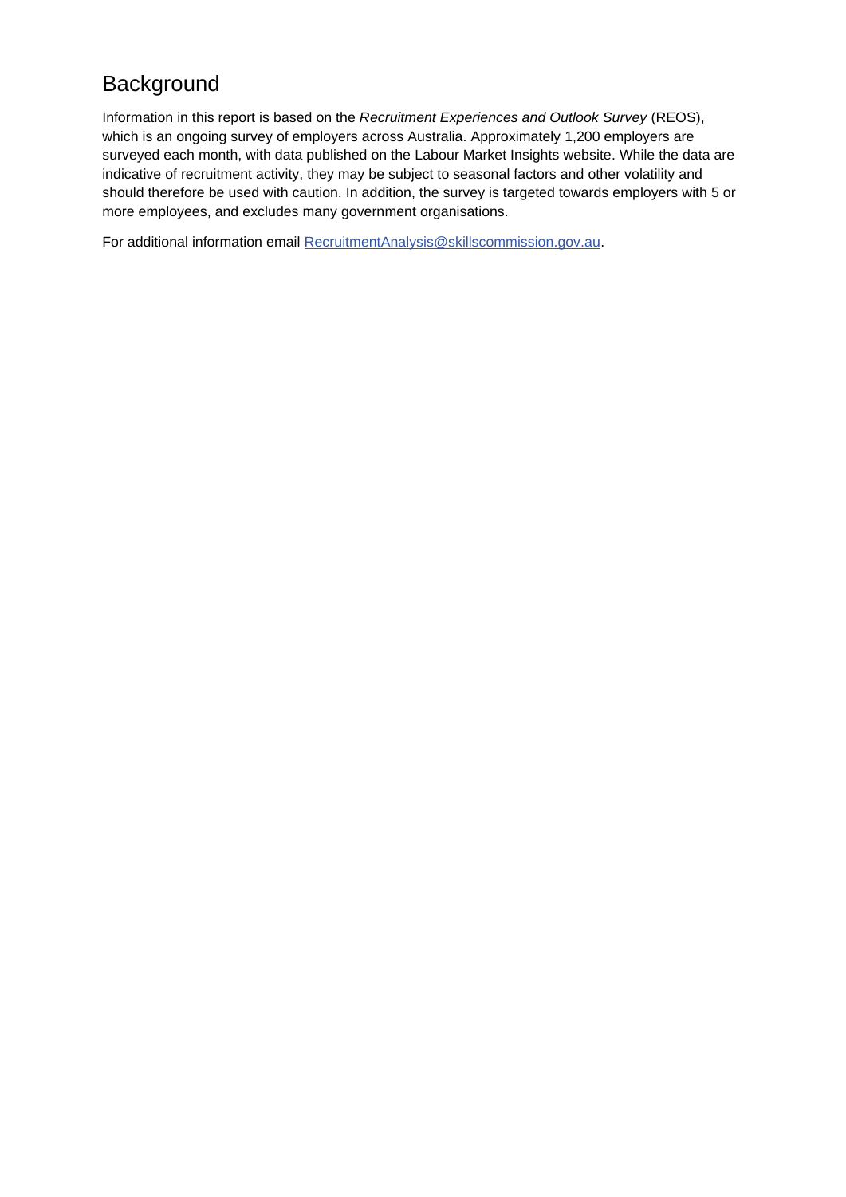# Background

Information in this report is based on the *Recruitment Experiences and Outlook Survey* (REOS), which is an ongoing survey of employers across Australia. Approximately 1,200 employers are surveyed each month, with data published on the Labour Market Insights website. While the data are indicative of recruitment activity, they may be subject to seasonal factors and other volatility and should therefore be used with caution. In addition, the survey is targeted towards employers with 5 or more employees, and excludes many government organisations.

For additional information email [RecruitmentAnalysis@skillscommission.gov.au](mailto:RecruitmentAnalysis@skillscommission.gov.au).